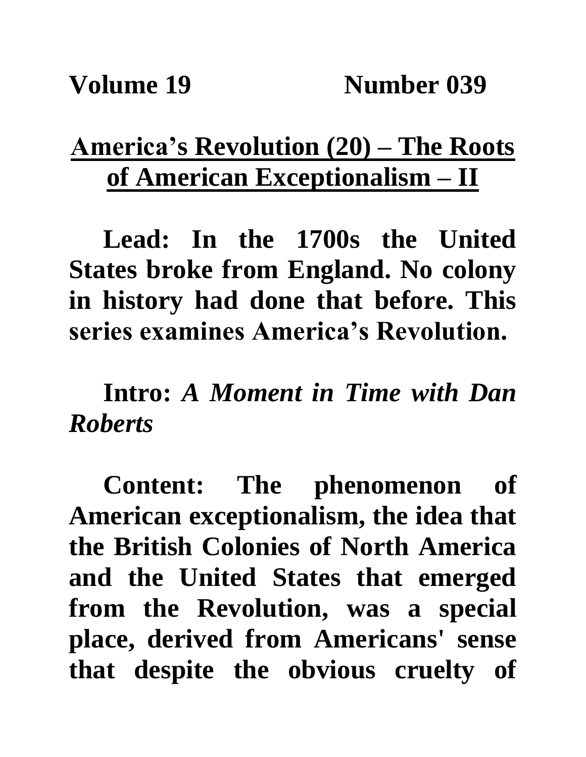**Volume 19 Number 039**

# America's Revolution (20) – The Roots of American Exceptionalism – II

**Lead: In the 1700s the United States broke from England. No colony in history had done that before. This series examines America's Revolution.**

**Intro:** ***A Moment in Time with Dan Roberts***

**Content: The phenomenon of American exceptionalism, the idea that the British Colonies of North America and the United States that emerged from the Revolution, was a special place, derived from Americans' sense that despite the obvious cruelty of**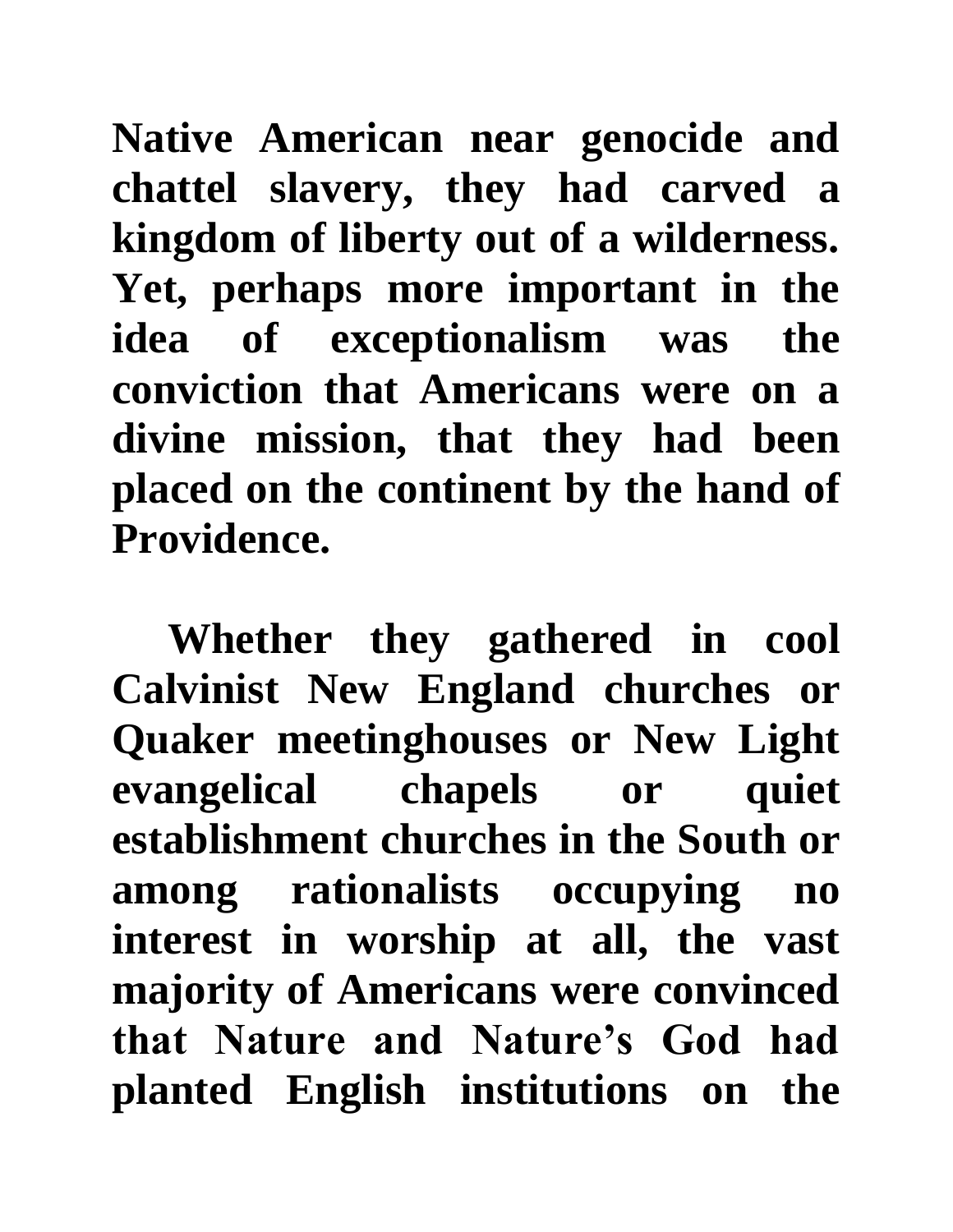**Native American near genocide and chattel slavery, they had carved a kingdom of liberty out of a wilderness. Yet, perhaps more important in the idea of exceptionalism was the conviction that Americans were on a divine mission, that they had been placed on the continent by the hand of Providence.**

**Whether they gathered in cool Calvinist New England churches or Quaker meetinghouses or New Light evangelical chapels or quiet establishment churches in the South or among rationalists occupying no interest in worship at all, the vast majority of Americans were convinced that Nature and Nature's God had planted English institutions on the**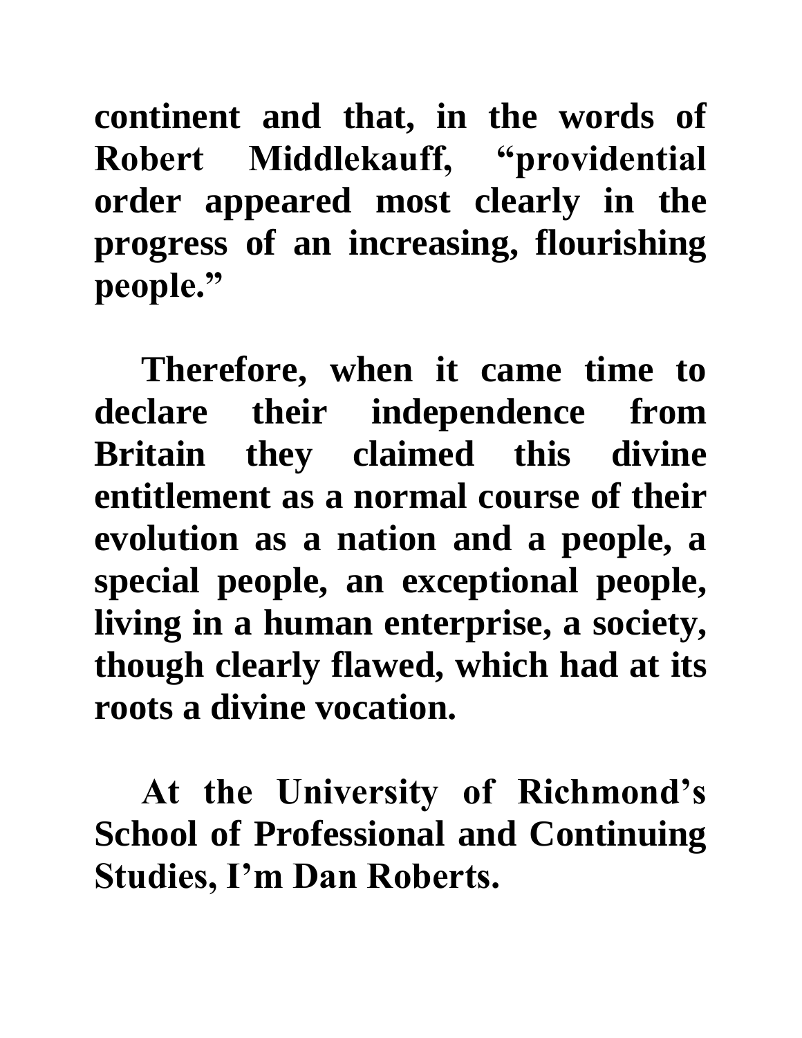**continent and that, in the words of Robert Middlekauff, "providential order appeared most clearly in the progress of an increasing, flourishing people."**

**Therefore, when it came time to declare their independence from Britain they claimed this divine entitlement as a normal course of their evolution as a nation and a people, a special people, an exceptional people, living in a human enterprise, a society, though clearly flawed, which had at its roots a divine vocation.**

**At the University of Richmond's School of Professional and Continuing Studies, I'm Dan Roberts.**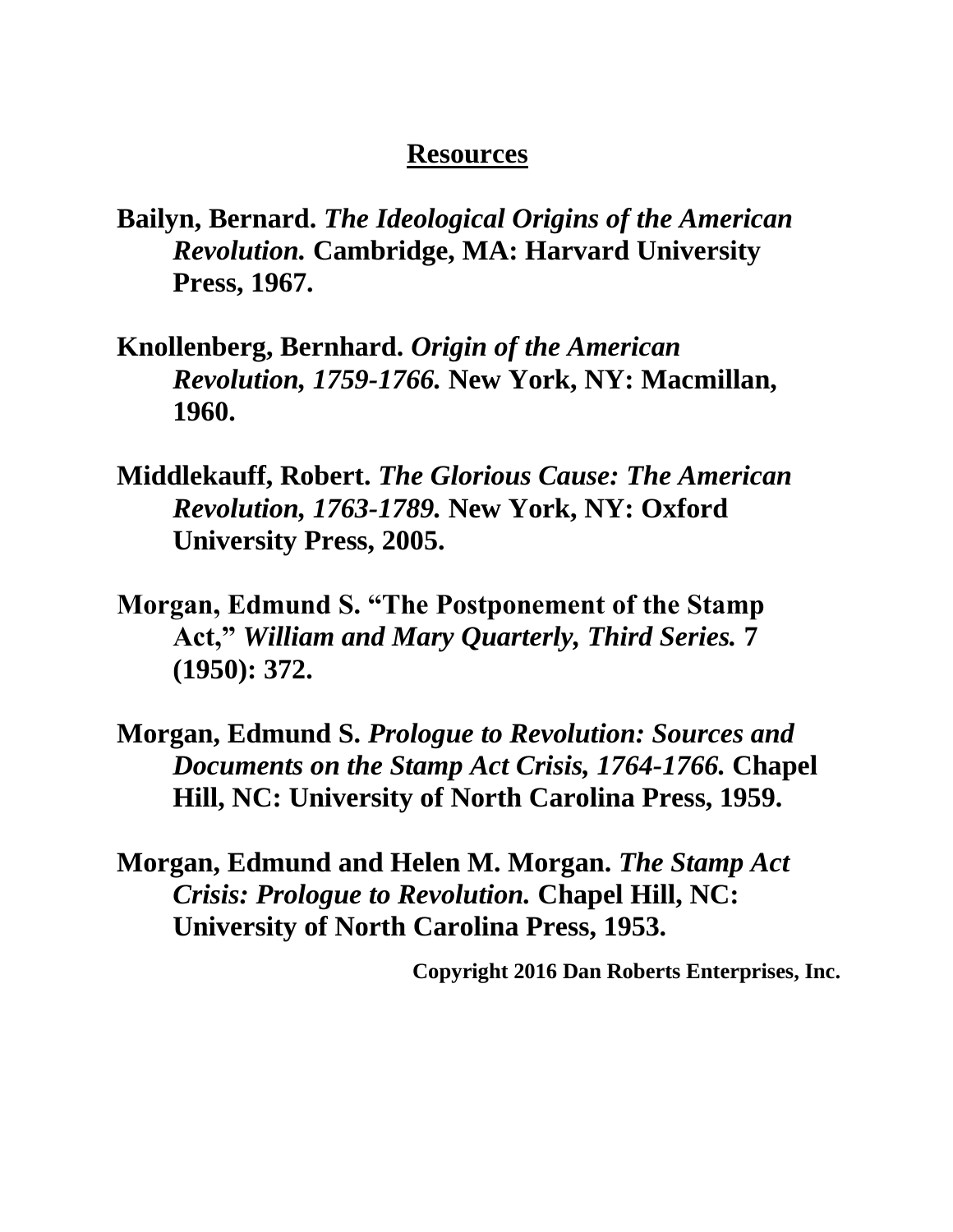## Resources

**Bailyn, Bernard. *The Ideological Origins of the American Revolution.* Cambridge, MA: Harvard University Press, 1967.**

**Knollenberg, Bernhard. *Origin of the American Revolution, 1759-1766.* New York, NY: Macmillan, 1960.**

**Middlekauff, Robert. *The Glorious Cause: The American Revolution, 1763-1789.* New York, NY: Oxford University Press, 2005.**

**Morgan, Edmund S. "The Postponement of the Stamp Act," *William and Mary Quarterly, Third Series.* 7 (1950): 372.**

**Morgan, Edmund S. *Prologue to Revolution: Sources and Documents on the Stamp Act Crisis, 1764-1766.* Chapel Hill, NC: University of North Carolina Press, 1959.**

**Morgan, Edmund and Helen M. Morgan. *The Stamp Act Crisis: Prologue to Revolution.* Chapel Hill, NC: University of North Carolina Press, 1953.**

**Copyright 2016 Dan Roberts Enterprises, Inc.**